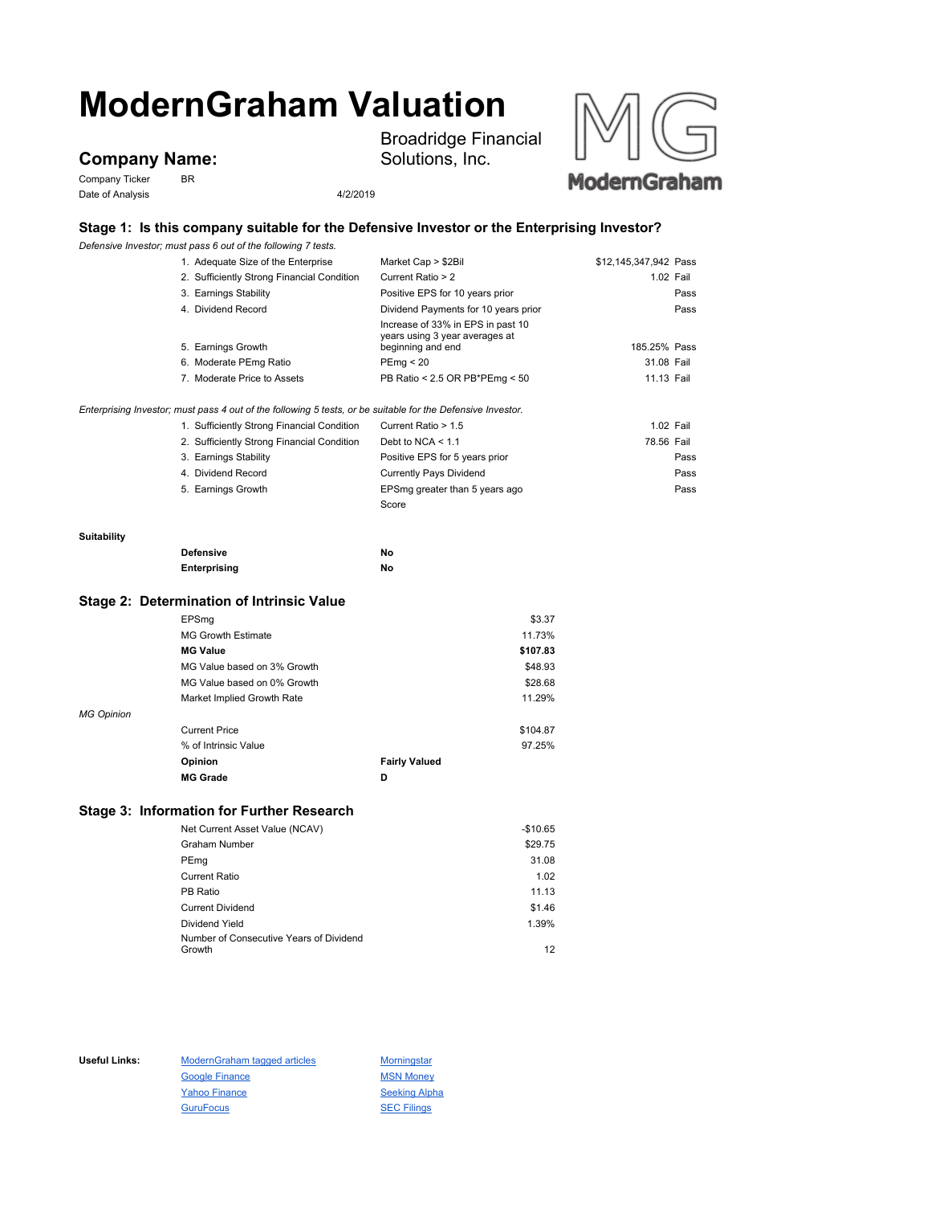# ModernGraham Valuation

## Company Name:

Broadridge Financial Solutions, Inc.

Company Ticker: BR

Date of Analysis: 4/2/2019

## Stage 1: Is this company suitable for the Defensive Investor or the Enterprising Investor?

*Defensive Investor; must pass 6 out of the following 7 tests.*

| Test | Criterion | Value | Result |
|---|---|---|---|
| 1. Adequate Size of the Enterprise | Market Cap > $2Bil | $12,145,347,942 | Pass |
| 2. Sufficiently Strong Financial Condition | Current Ratio > 2 | 1.02 | Fail |
| 3. Earnings Stability | Positive EPS for 10 years prior | | Pass |
| 4. Dividend Record | Dividend Payments for 10 years prior | | Pass |
| 5. Earnings Growth | Increase of 33% in EPS in past 10 years using 3 year averages at beginning and end | 185.25% | Pass |
| 6. Moderate PEmg Ratio | PEmg < 20 | 31.08 | Fail |
| 7. Moderate Price to Assets | PB Ratio < 2.5 OR PB*PEmg < 50 | 11.13 | Fail |

*Enterprising Investor; must pass 4 out of the following 5 tests, or be suitable for the Defensive Investor.*

| Test | Criterion | Value | Result |
|---|---|---|---|
| 1. Sufficiently Strong Financial Condition | Current Ratio > 1.5 | 1.02 | Fail |
| 2. Sufficiently Strong Financial Condition | Debt to NCA < 1.1 | 78.56 | Fail |
| 3. Earnings Stability | Positive EPS for 5 years prior | | Pass |
| 4. Dividend Record | Currently Pays Dividend | | Pass |
| 5. Earnings Growth | EPSmg greater than 5 years ago | | Pass |
| | Score | | |

**Suitability**

| | |
|---|---|
| **Defensive** | **No** |
| **Enterprising** | **No** |

## Stage 2: Determination of Intrinsic Value

| | |
|---|---|
| EPSmg | $3.37 |
| MG Growth Estimate | 11.73% |
| **MG Value** | **$107.83** |
| MG Value based on 3% Growth | $48.93 |
| MG Value based on 0% Growth | $28.68 |
| Market Implied Growth Rate | 11.29% |

*MG Opinion*

| | |
|---|---|
| Current Price | $104.87 |
| % of Intrinsic Value | 97.25% |
| **Opinion** | **Fairly Valued** |
| **MG Grade** | **D** |

## Stage 3: Information for Further Research

| | |
|---|---|
| Net Current Asset Value (NCAV) | -$10.65 |
| Graham Number | $29.75 |
| PEmg | 31.08 |
| Current Ratio | 1.02 |
| PB Ratio | 11.13 |
| Current Dividend | $1.46 |
| Dividend Yield | 1.39% |
| Number of Consecutive Years of Dividend Growth | 12 |

**Useful Links:**

- ModernGraham tagged articles
- Google Finance
- Yahoo Finance
- GuruFocus
- Morningstar
- MSN Money
- Seeking Alpha
- SEC Filings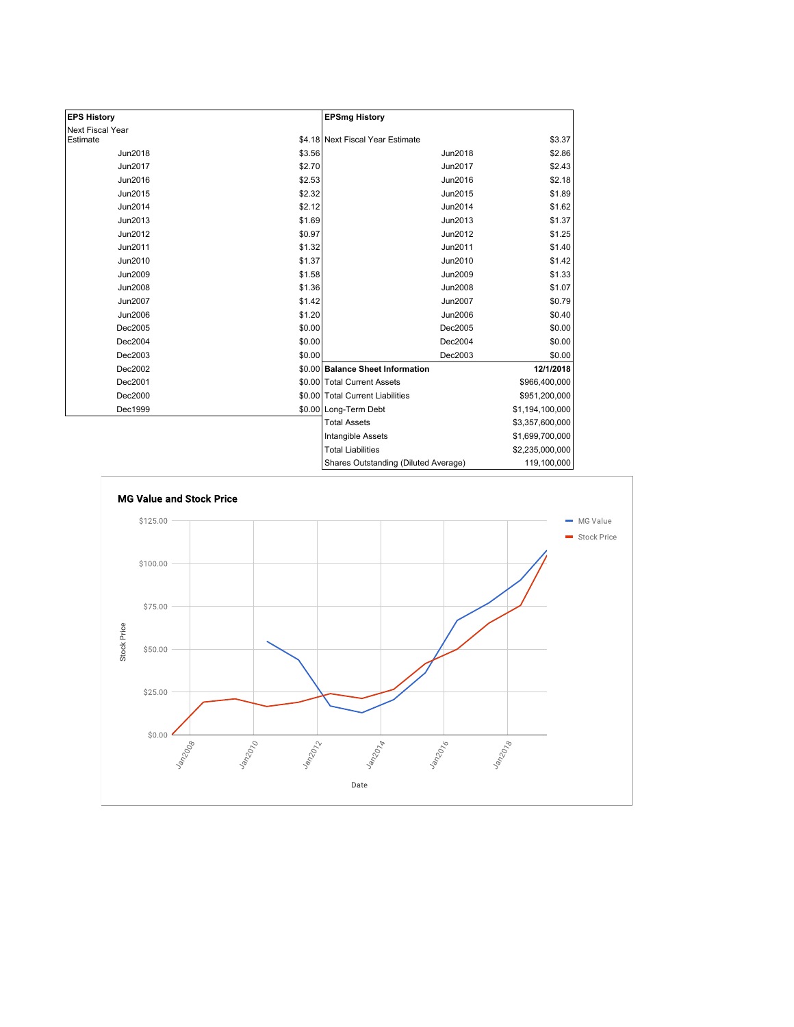| EPS History | |
|---|---|
| Next Fiscal Year Estimate | $4.18 |
| Jun2018 | $3.56 |
| Jun2017 | $2.70 |
| Jun2016 | $2.53 |
| Jun2015 | $2.32 |
| Jun2014 | $2.12 |
| Jun2013 | $1.69 |
| Jun2012 | $0.97 |
| Jun2011 | $1.32 |
| Jun2010 | $1.37 |
| Jun2009 | $1.58 |
| Jun2008 | $1.36 |
| Jun2007 | $1.42 |
| Jun2006 | $1.20 |
| Dec2005 | $0.00 |
| Dec2004 | $0.00 |
| Dec2003 | $0.00 |
| Dec2002 | $0.00 |
| Dec2001 | $0.00 |
| Dec2000 | $0.00 |
| Dec1999 | $0.00 |

| EPSmg History | |
|---|---|
| Next Fiscal Year Estimate | $3.37 |
| Jun2018 | $2.86 |
| Jun2017 | $2.43 |
| Jun2016 | $2.18 |
| Jun2015 | $1.89 |
| Jun2014 | $1.62 |
| Jun2013 | $1.37 |
| Jun2012 | $1.25 |
| Jun2011 | $1.40 |
| Jun2010 | $1.42 |
| Jun2009 | $1.33 |
| Jun2008 | $1.07 |
| Jun2007 | $0.79 |
| Jun2006 | $0.40 |
| Dec2005 | $0.00 |
| Dec2004 | $0.00 |
| Dec2003 | $0.00 |

| Balance Sheet Information | 12/1/2018 |
|---|---|
| Total Current Assets | $966,400,000 |
| Total Current Liabilities | $951,200,000 |
| Long-Term Debt | $1,194,100,000 |
| Total Assets | $3,357,600,000 |
| Intangible Assets | $1,699,700,000 |
| Total Liabilities | $2,235,000,000 |
| Shares Outstanding (Diluted Average) | 119,100,000 |

**MG Value and Stock Price**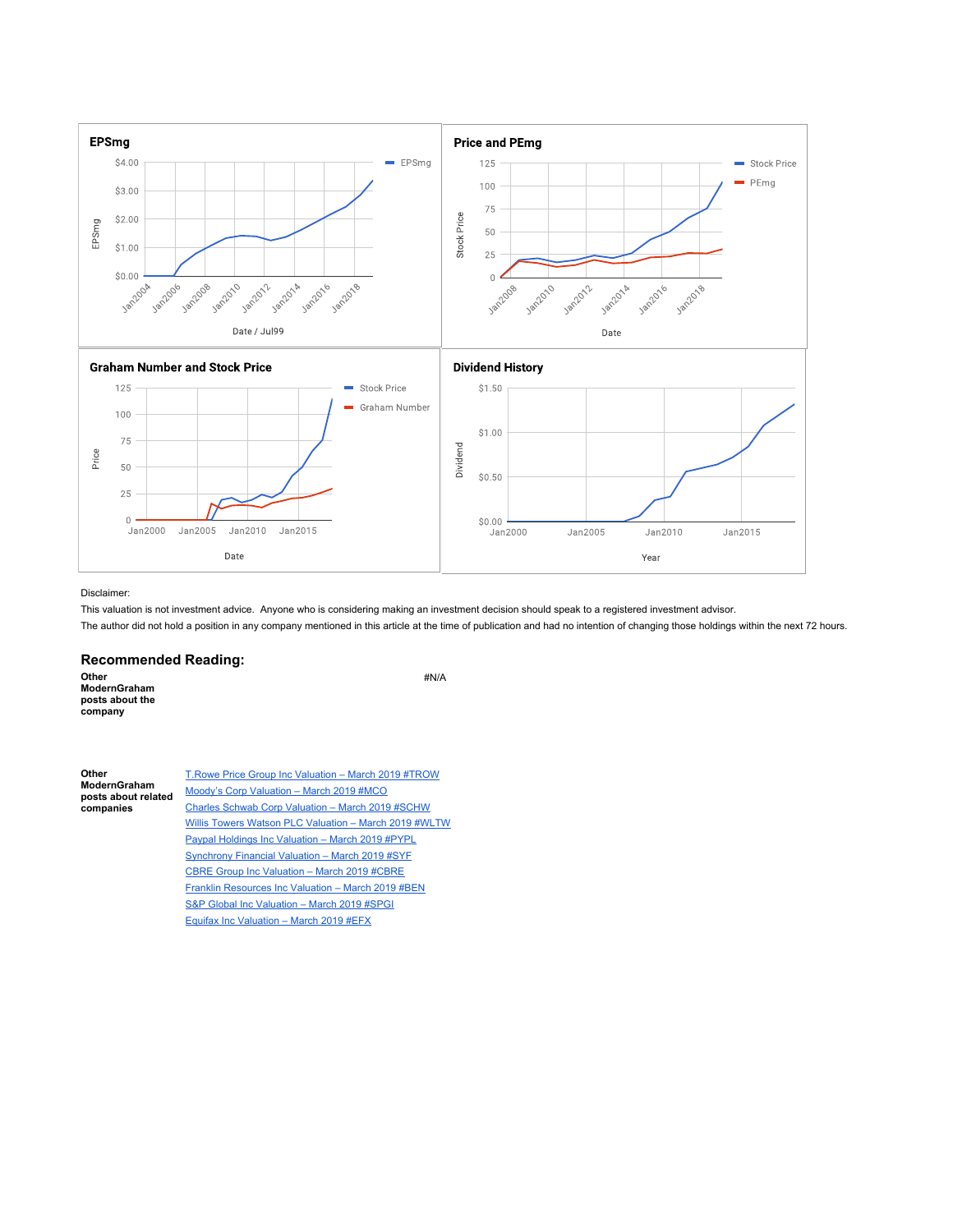EPSmg

$4.00
$3.00
$2.00
$1.00
$0.00

EPSmg

Jan2004 Jan2006 Jan2008 Jan2010 Jan2012 Jan2014 Jan2016 Jan2018

Date / Jul99

Price and PEmg

125
100
75
50
25
0

Stock Price

Stock Price
PEmg

Jan2008 Jan2010 Jan2012 Jan2014 Jan2016 Jan2018

Date

Graham Number and Stock Price

125
100
75
50
25
0

Price

Stock Price
Graham Number

Jan2000 Jan2005 Jan2010 Jan2015

Date

Dividend History

$1.50
$1.00
$0.50
$0.00

Dividend

Jan2000 Jan2005 Jan2010 Jan2015

Year

Disclaimer:

This valuation is not investment advice. Anyone who is considering making an investment decision should speak to a registered investment advisor.

The author did not hold a position in any company mentioned in this article at the time of publication and had no intention of changing those holdings within the next 72 hours.

## Recommended Reading:

| | |
|---|---|
| **Other ModernGraham posts about the company** | #N/A |
| **Other ModernGraham posts about related companies** | T.Rowe Price Group Inc Valuation – March 2019 #TROW<br>Moody's Corp Valuation – March 2019 #MCO<br>Charles Schwab Corp Valuation – March 2019 #SCHW<br>Willis Towers Watson PLC Valuation – March 2019 #WLTW<br>Paypal Holdings Inc Valuation – March 2019 #PYPL<br>Synchrony Financial Valuation – March 2019 #SYF<br>CBRE Group Inc Valuation – March 2019 #CBRE<br>Franklin Resources Inc Valuation – March 2019 #BEN<br>S&P Global Inc Valuation – March 2019 #SPGI<br>Equifax Inc Valuation – March 2019 #EFX |